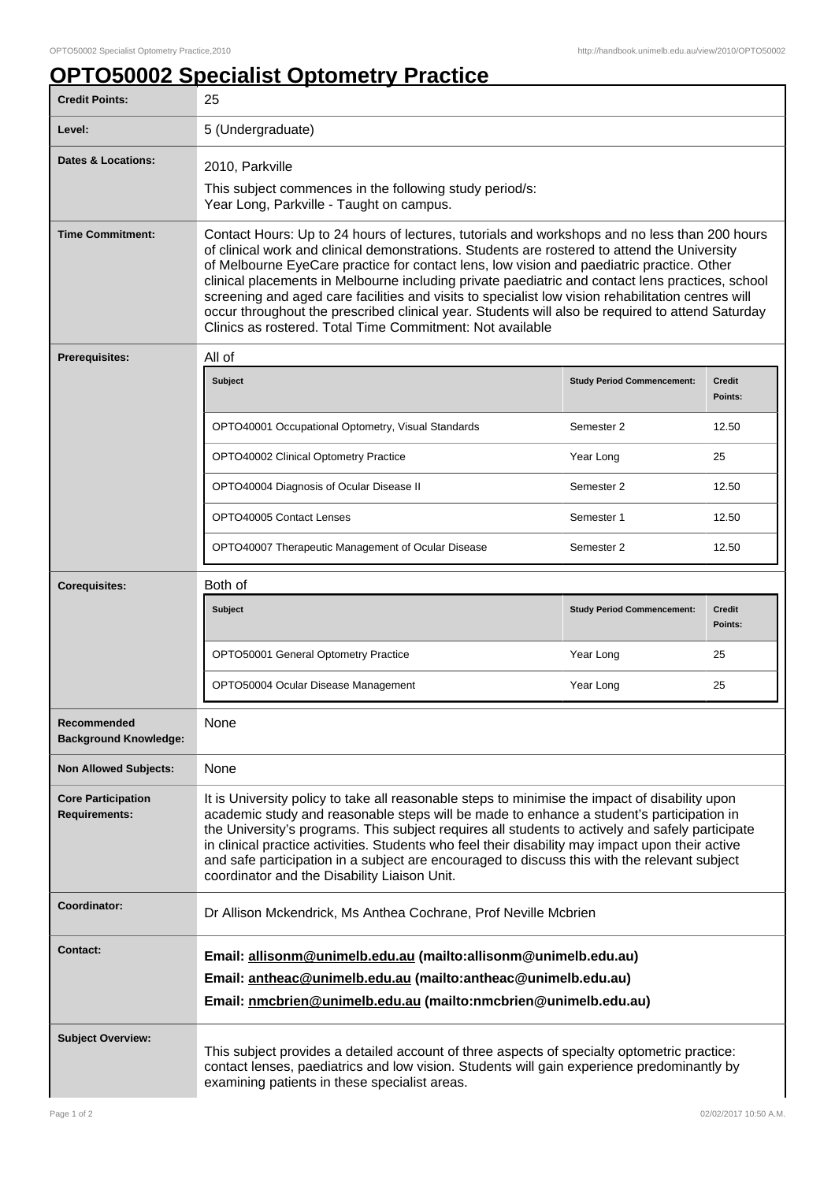# OPTO50002 Specialist Optometry Practice

| | |
|---|---|
| **Credit Points:** | 25 |
| **Level:** | 5 (Undergraduate) |
| **Dates & Locations:** | 2010, Parkville<br>This subject commences in the following study period/s:<br>Year Long, Parkville - Taught on campus. |
| **Time Commitment:** | Contact Hours: Up to 24 hours of lectures, tutorials and workshops and no less than 200 hours of clinical work and clinical demonstrations. Students are rostered to attend the University of Melbourne EyeCare practice for contact lens, low vision and paediatric practice. Other clinical placements in Melbourne including private paediatric and contact lens practices, school screening and aged care facilities and visits to specialist low vision rehabilitation centres will occur throughout the prescribed clinical year. Students will also be required to attend Saturday Clinics as rostered. Total Time Commitment: Not available |
| **Prerequisites:** | All of |
| **Recommended Background Knowledge:** | None |
| **Non Allowed Subjects:** | None |
| **Core Participation Requirements:** | It is University policy to take all reasonable steps to minimise the impact of disability upon academic study and reasonable steps will be made to enhance a student's participation in the University's programs. This subject requires all students to actively and safely participate in clinical practice activities. Students who feel their disability may impact upon their active and safe participation in a subject are encouraged to discuss this with the relevant subject coordinator and the Disability Liaison Unit. |
| **Coordinator:** | Dr Allison Mckendrick, Ms Anthea Cochrane, Prof Neville Mcbrien |
| **Contact:** | **Email: allisonm@unimelb.edu.au (mailto:allisonm@unimelb.edu.au)**<br>**Email: antheac@unimelb.edu.au (mailto:antheac@unimelb.edu.au)**<br>**Email: nmcbrien@unimelb.edu.au (mailto:nmcbrien@unimelb.edu.au)** |
| **Subject Overview:** | This subject provides a detailed account of three aspects of specialty optometric practice: contact lenses, paediatrics and low vision. Students will gain experience predominantly by examining patients in these specialist areas. |

**Prerequisites:** All of

| Subject | Study Period Commencement: | Credit Points: |
|---|---|---|
| OPTO40001 Occupational Optometry, Visual Standards | Semester 2 | 12.50 |
| OPTO40002 Clinical Optometry Practice | Year Long | 25 |
| OPTO40004 Diagnosis of Ocular Disease II | Semester 2 | 12.50 |
| OPTO40005 Contact Lenses | Semester 1 | 12.50 |
| OPTO40007 Therapeutic Management of Ocular Disease | Semester 2 | 12.50 |

**Corequisites:** Both of

| Subject | Study Period Commencement: | Credit Points: |
|---|---|---|
| OPTO50001 General Optometry Practice | Year Long | 25 |
| OPTO50004 Ocular Disease Management | Year Long | 25 |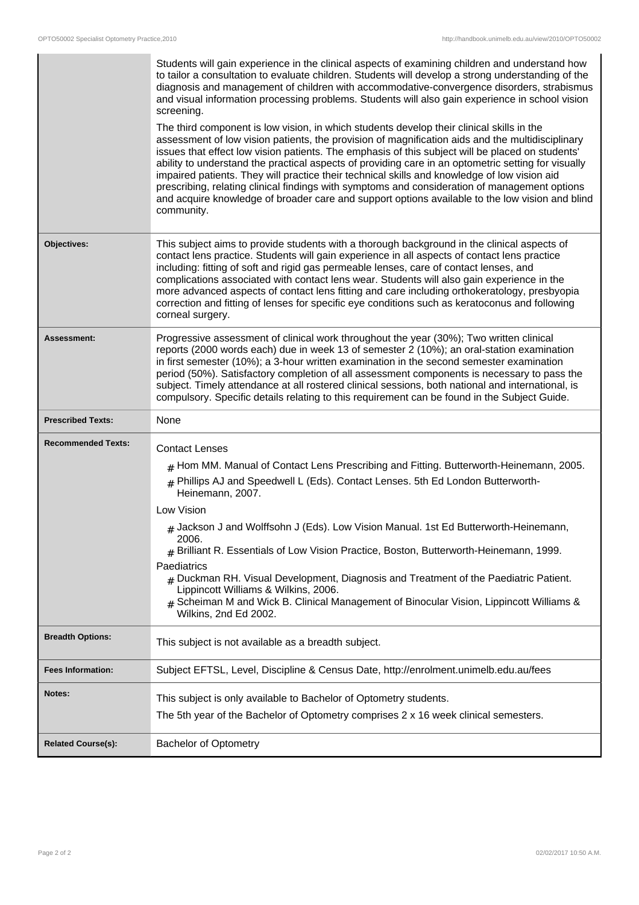| | |
|---|---|
| | Students will gain experience in the clinical aspects of examining children and understand how to tailor a consultation to evaluate children. Students will develop a strong understanding of the diagnosis and management of children with accommodative-convergence disorders, strabismus and visual information processing problems. Students will also gain experience in school vision screening.<br><br>The third component is low vision, in which students develop their clinical skills in the assessment of low vision patients, the provision of magnification aids and the multidisciplinary issues that effect low vision patients. The emphasis of this subject will be placed on students' ability to understand the practical aspects of providing care in an optometric setting for visually impaired patients. They will practice their technical skills and knowledge of low vision aid prescribing, relating clinical findings with symptoms and consideration of management options and acquire knowledge of broader care and support options available to the low vision and blind community. |
| **Objectives:** | This subject aims to provide students with a thorough background in the clinical aspects of contact lens practice. Students will gain experience in all aspects of contact lens practice including: fitting of soft and rigid gas permeable lenses, care of contact lenses, and complications associated with contact lens wear. Students will also gain experience in the more advanced aspects of contact lens fitting and care including orthokeratology, presbyopia correction and fitting of lenses for specific eye conditions such as keratoconus and following corneal surgery. |
| **Assessment:** | Progressive assessment of clinical work throughout the year (30%); Two written clinical reports (2000 words each) due in week 13 of semester 2 (10%); an oral-station examination in first semester (10%); a 3-hour written examination in the second semester examination period (50%). Satisfactory completion of all assessment components is necessary to pass the subject. Timely attendance at all rostered clinical sessions, both national and international, is compulsory. Specific details relating to this requirement can be found in the Subject Guide. |
| **Prescribed Texts:** | None |
| **Recommended Texts:** | Contact Lenses<br># Hom MM. Manual of Contact Lens Prescribing and Fitting. Butterworth-Heinemann, 2005.<br># Phillips AJ and Speedwell L (Eds). Contact Lenses. 5th Ed London Butterworth-Heinemann, 2007.<br>Low Vision<br># Jackson J and Wolffsohn J (Eds). Low Vision Manual. 1st Ed Butterworth-Heinemann, 2006.<br># Brilliant R. Essentials of Low Vision Practice, Boston, Butterworth-Heinemann, 1999.<br>Paediatrics<br># Duckman RH. Visual Development, Diagnosis and Treatment of the Paediatric Patient. Lippincott Williams & Wilkins, 2006.<br># Scheiman M and Wick B. Clinical Management of Binocular Vision, Lippincott Williams & Wilkins, 2nd Ed 2002. |
| **Breadth Options:** | This subject is not available as a breadth subject. |
| **Fees Information:** | Subject EFTSL, Level, Discipline & Census Date, http://enrolment.unimelb.edu.au/fees |
| **Notes:** | This subject is only available to Bachelor of Optometry students.<br><br>The 5th year of the Bachelor of Optometry comprises 2 x 16 week clinical semesters. |
| **Related Course(s):** | Bachelor of Optometry |